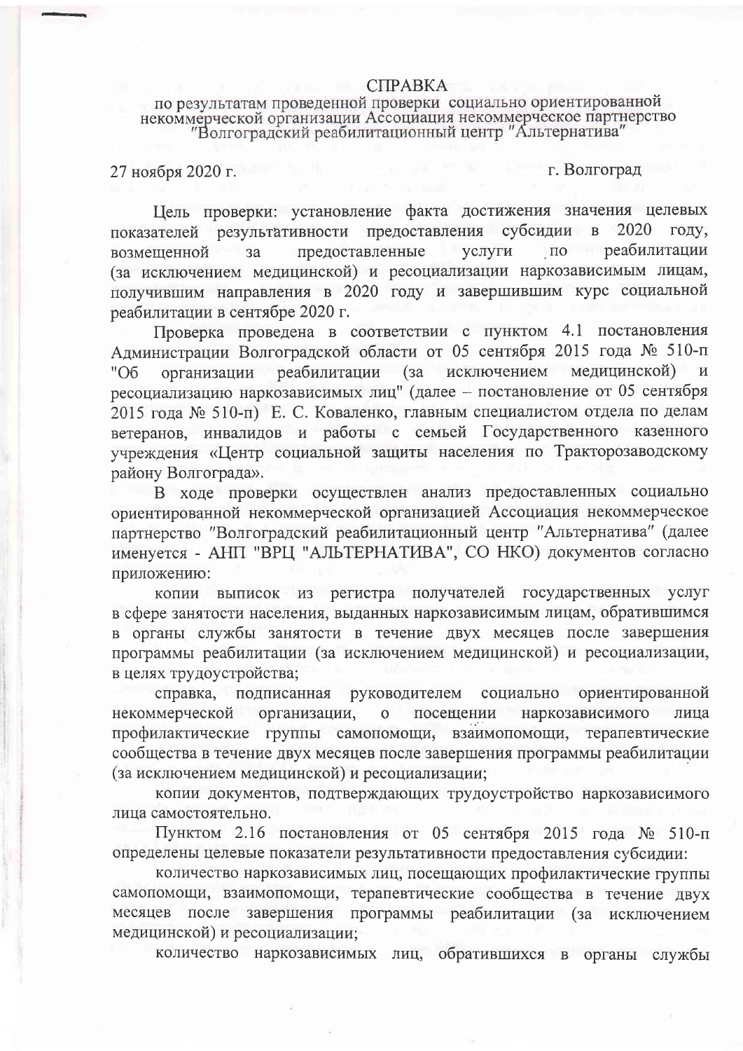# СПРАВКА

по результатам проведенной проверки социально ориентированной некоммерческой организации Ассоциация некоммерческое партнерство "Волгоградский реабилитационный центр "Альтернатива"

27 ноября 2020 г. г. Волгоград

Цель проверки: установление факта достижения значения целевых показателей результативности предоставления субсидии в 2020 году, возмещенной за предоставленные услуги по реабилитации (за исключением медицинской) и ресоциализации наркозависимым лицам, получившим направления в 2020 году и завершившим курс социальной реабилитации в сентябре 2020 г.

Проверка проведена в соответствии с пунктом 4.1 постановления Администрации Волгоградской области от 05 сентября 2015 года № 510-п "Об организации реабилитации (за исключением медицинской) и ресоциализацию наркозависимых лиц" (далее – постановление от 05 сентября 2015 года № 510-п) Е. С. Коваленко, главным специалистом отдела по делам ветеранов, инвалидов и работы с семьей Государственного казенного учреждения «Центр социальной защиты населения по Тракторозаводскому району Волгограда».

В ходе проверки осуществлен анализ предоставленных социально ориентированной некоммерческой организацией Ассоциация некоммерческое партнерство "Волгоградский реабилитационный центр "Альтернатива" (далее именуется - АНП "ВРЦ "АЛЬТЕРНАТИВА", СО НКО) документов согласно приложению:

копии выписок из регистра получателей государственных услуг в сфере занятости населения, выданных наркозависимым лицам, обратившимся в органы службы занятости в течение двух месяцев после завершения программы реабилитации (за исключением медицинской) и ресоциализации, в целях трудоустройства;

справка, подписанная руководителем социально ориентированной некоммерческой организации, о посещении наркозависимого лица профилактические группы самопомощи, взаимопомощи, терапевтические сообщества в течение двух месяцев после завершения программы реабилитации (за исключением медицинской) и ресоциализации;

копии документов, подтверждающих трудоустройство наркозависимого лица самостоятельно.

Пунктом 2.16 постановления от 05 сентября 2015 года № 510-п определены целевые показатели результативности предоставления субсидии:

количество наркозависимых лиц, посещающих профилактические группы самопомощи, взаимопомощи, терапевтические сообщества в течение двух месяцев после завершения программы реабилитации (за исключением медицинской) и ресоциализации;

количество наркозависимых лиц, обратившихся в органы службы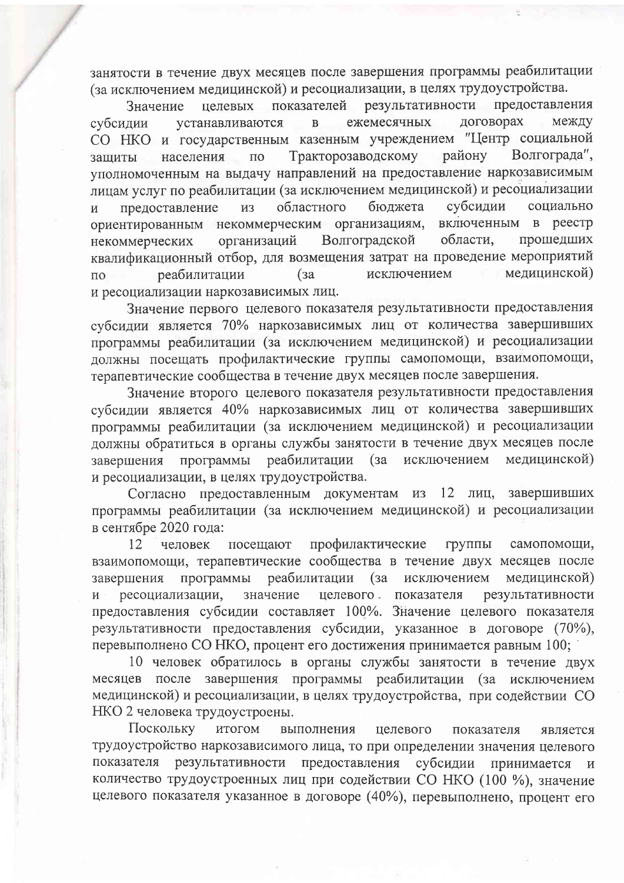занятости в течение двух месяцев после завершения программы реабилитации (за исключением медицинской) и ресоциализации, в целях трудоустройства.

Значение целевых показателей результативности предоставления субсидии устанавливаются в ежемесячных договорах между СО НКО и государственным казенным учреждением "Центр социальной защиты населения по Тракторозаводскому району Волгограда", уполномоченным на выдачу направлений на предоставление наркозависимым лицам услуг по реабилитации (за исключением медицинской) и ресоциализации и предоставление из областного бюджета субсидии социально ориентированным некоммерческим организациям, включенным в реестр некоммерческих организаций Волгоградской области, прошедших квалификационный отбор, для возмещения затрат на проведение мероприятий по реабилитации (за исключением медицинской) и ресоциализации наркозависимых лиц.

Значение первого целевого показателя результативности предоставления субсидии является 70% наркозависимых лиц от количества завершивших программы реабилитации (за исключением медицинской) и ресоциализации должны посещать профилактические группы самопомощи, взаимопомощи, терапевтические сообщества в течение двух месяцев после завершения.

Значение второго целевого показателя результативности предоставления субсидии является 40% наркозависимых лиц от количества завершивших программы реабилитации (за исключением медицинской) и ресоциализации должны обратиться в органы службы занятости в течение двух месяцев после завершения программы реабилитации (за исключением медицинской) и ресоциализации, в целях трудоустройства.

Согласно предоставленным документам из 12 лиц, завершивших программы реабилитации (за исключением медицинской) и ресоциализации в сентябре 2020 года:

12 человек посещают профилактические группы самопомощи, взаимопомощи, терапевтические сообщества в течение двух месяцев после завершения программы реабилитации (за исключением медицинской) и ресоциализации, значение целевого показателя результативности предоставления субсидии составляет 100%. Значение целевого показателя результативности предоставления субсидии, указанное в договоре (70%), перевыполнено СО НКО, процент его достижения принимается равным 100;

10 человек обратилось в органы службы занятости в течение двух месяцев после завершения программы реабилитации (за исключением медицинской) и ресоциализации, в целях трудоустройства, при содействии СО НКО 2 человека трудоустроены.

Поскольку итогом выполнения целевого показателя является трудоустройство наркозависимого лица, то при определении значения целевого показателя результативности предоставления субсидии принимается и количество трудоустроенных лиц при содействии СО НКО (100 %), значение целевого показателя указанное в договоре (40%), перевыполнено, процент его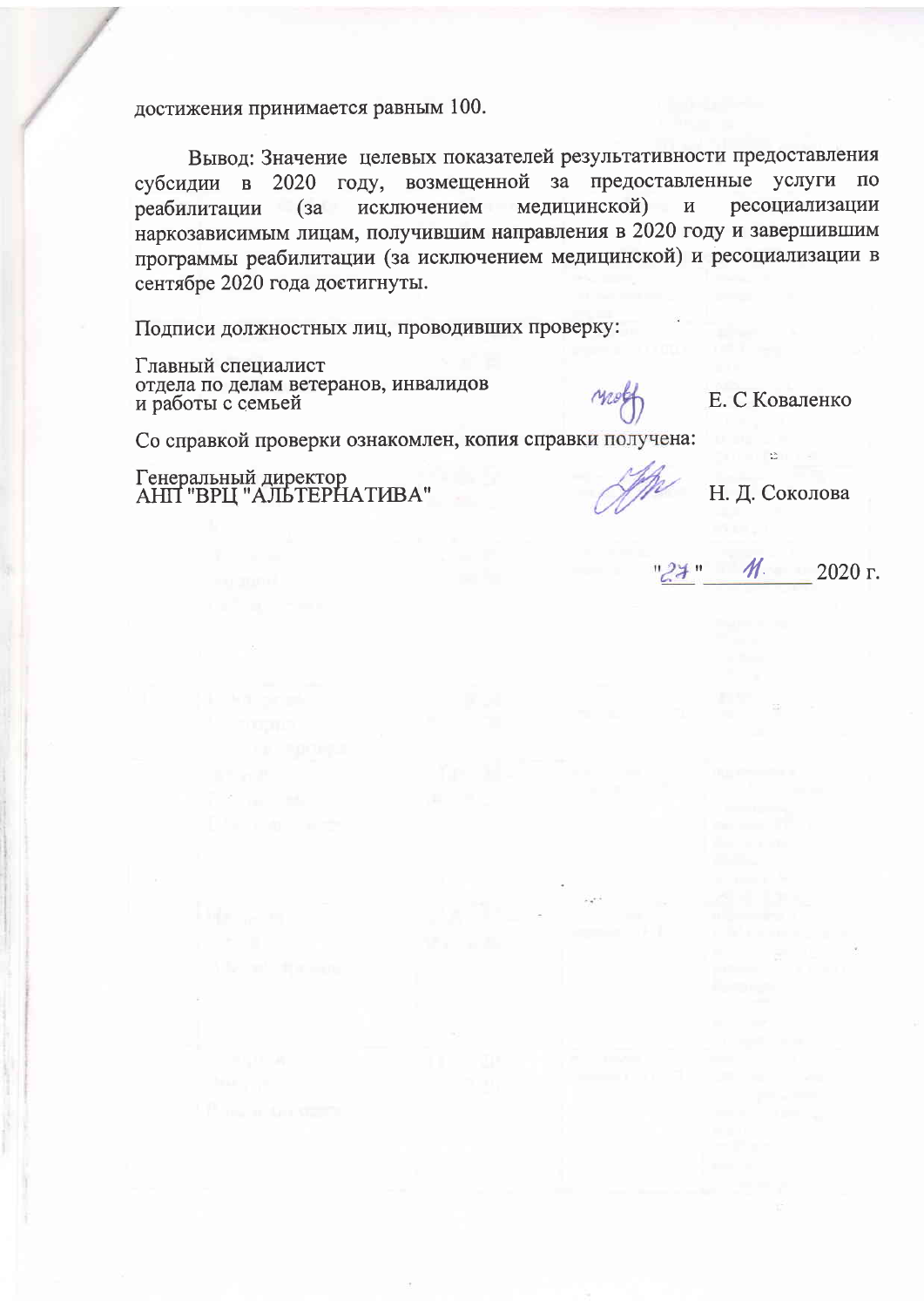достижения принимается равным 100.

Вывод: Значение целевых показателей результативности предоставления субсидии в 2020 году, возмещенной за предоставленные услуги по реабилитации (за исключением медицинской) и ресоциализации наркозависимым лицам, получившим направления в 2020 году и завершившим программы реабилитации (за исключением медицинской) и ресоциализации в сентябре 2020 года достигнуты.

Подписи должностных лиц, проводивших проверку:

Главный специалист
отдела по делам ветеранов, инвалидов
и работы с семьей — Е. С Коваленко

Со справкой проверки ознакомлен, копия справки получена:

Генеральный директор
АНП "ВРЦ "АЛЬТЕРНАТИВА" — Н. Д. Соколова

"27" 11 2020 г.